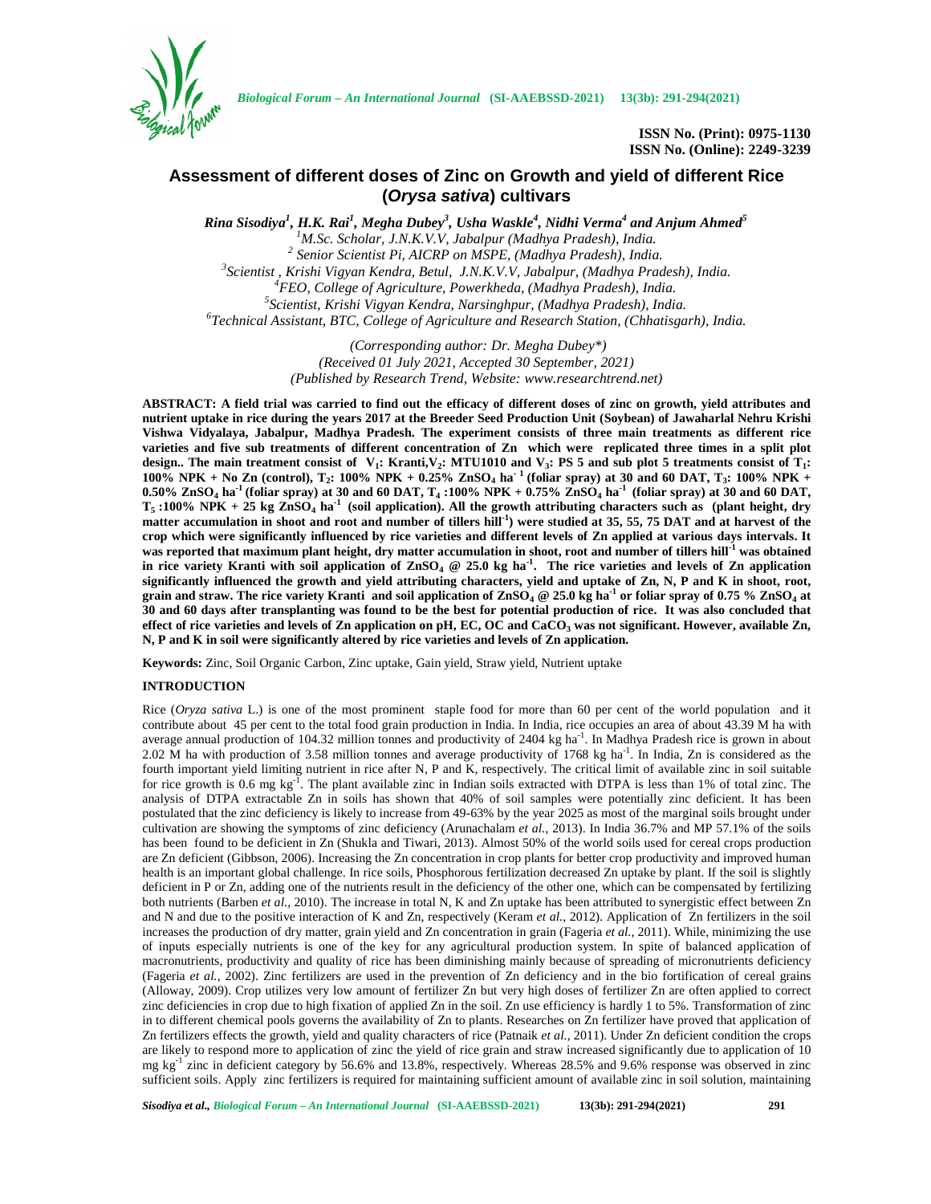# Assessment of different doses of Zinc on Growth and yield of different Rice (*Orysa sativa*) cultivars

***Rina Sisodiya*[1], *H.K. Rai*[1], *Megha Dubey*[3], *Usha Waskle*[4], *Nidhi Verma*[4] and *Anjum Ahmed*[5]**

[1]M.Sc. Scholar, J.N.K.V.V, Jabalpur (Madhya Pradesh), India.
[2] Senior Scientist Pi, AICRP on MSPE, (Madhya Pradesh), India.
[3]Scientist , Krishi Vigyan Kendra, Betul, J.N.K.V.V, Jabalpur, (Madhya Pradesh), India.
[4]FEO, College of Agriculture, Powerkheda, (Madhya Pradesh), India.
[5]Scientist, Krishi Vigyan Kendra, Narsinghpur, (Madhya Pradesh), India.
[6]Technical Assistant, BTC, College of Agriculture and Research Station, (Chhatisgarh), India.

*(Corresponding author: Dr. Megha Dubey\*)*
*(Received 01 July 2021, Accepted 30 September, 2021)*
*(Published by Research Trend, Website: www.researchtrend.net)*

**ABSTRACT: A field trial was carried to find out the efficacy of different doses of zinc on growth, yield attributes and nutrient uptake in rice during the years 2017 at the Breeder Seed Production Unit (Soybean) of Jawaharlal Nehru Krishi Vishwa Vidyalaya, Jabalpur, Madhya Pradesh. The experiment consists of three main treatments as different rice varieties and five sub treatments of different concentration of Zn which were replicated three times in a split plot design.. The main treatment consist of $V_1$: Kranti,$V_2$: MTU1010 and $V_3$: PS 5 and sub plot 5 treatments consist of $T_1$: 100% NPK + No Zn (control), $T_2$: 100% NPK + 0.25% $ZnSO_4$ $ha^{-1}$ (foliar spray) at 30 and 60 DAT, $T_3$: 100% NPK + 0.50% $ZnSO_4$ $ha^{-1}$ (foliar spray) at 30 and 60 DAT, $T_4$ :100% NPK + 0.75% $ZnSO_4$ $ha^{-1}$ (foliar spray) at 30 and 60 DAT, $T_5$ :100% NPK + 25 kg $ZnSO_4$ $ha^{-1}$ (soil application). All the growth attributing characters such as (plant height, dry matter accumulation in shoot and root and number of tillers $hill^{-1}$) were studied at 35, 55, 75 DAT and at harvest of the crop which were significantly influenced by rice varieties and different levels of Zn applied at various days intervals. It was reported that maximum plant height, dry matter accumulation in shoot, root and number of tillers $hill^{-1}$ was obtained in rice variety Kranti with soil application of $ZnSO_4$ @ 25.0 kg $ha^{-1}$. The rice varieties and levels of Zn application significantly influenced the growth and yield attributing characters, yield and uptake of Zn, N, P and K in shoot, root, grain and straw. The rice variety Kranti and soil application of $ZnSO_4$ @ 25.0 kg $ha^{-1}$ or foliar spray of 0.75 % $ZnSO_4$ at 30 and 60 days after transplanting was found to be the best for potential production of rice. It was also concluded that effect of rice varieties and levels of Zn application on pH, EC, OC and $CaCO_3$ was not significant. However, available Zn, N, P and K in soil were significantly altered by rice varieties and levels of Zn application.**

**Keywords:** Zinc, Soil Organic Carbon, Zinc uptake, Gain yield, Straw yield, Nutrient uptake

## INTRODUCTION

Rice (*Oryza sativa* L.) is one of the most prominent staple food for more than 60 per cent of the world population and it contribute about 45 per cent to the total food grain production in India. In India, rice occupies an area of about 43.39 M ha with average annual production of 104.32 million tonnes and productivity of 2404 kg $ha^{-1}$. In Madhya Pradesh rice is grown in about 2.02 M ha with production of 3.58 million tonnes and average productivity of 1768 kg $ha^{-1}$. In India, Zn is considered as the fourth important yield limiting nutrient in rice after N, P and K, respectively. The critical limit of available zinc in soil suitable for rice growth is 0.6 mg $kg^{-1}$. The plant available zinc in Indian soils extracted with DTPA is less than 1% of total zinc. The analysis of DTPA extractable Zn in soils has shown that 40% of soil samples were potentially zinc deficient. It has been postulated that the zinc deficiency is likely to increase from 49-63% by the year 2025 as most of the marginal soils brought under cultivation are showing the symptoms of zinc deficiency (Arunachalam *et al.,* 2013). In India 36.7% and MP 57.1% of the soils has been found to be deficient in Zn (Shukla and Tiwari, 2013). Almost 50% of the world soils used for cereal crops production are Zn deficient (Gibbson, 2006). Increasing the Zn concentration in crop plants for better crop productivity and improved human health is an important global challenge. In rice soils, Phosphorous fertilization decreased Zn uptake by plant. If the soil is slightly deficient in P or Zn, adding one of the nutrients result in the deficiency of the other one, which can be compensated by fertilizing both nutrients (Barben *et al.,* 2010). The increase in total N, K and Zn uptake has been attributed to synergistic effect between Zn and N and due to the positive interaction of K and Zn, respectively (Keram *et al.,* 2012). Application of Zn fertilizers in the soil increases the production of dry matter, grain yield and Zn concentration in grain (Fageria *et al.,* 2011). While, minimizing the use of inputs especially nutrients is one of the key for any agricultural production system. In spite of balanced application of macronutrients, productivity and quality of rice has been diminishing mainly because of spreading of micronutrients deficiency (Fageria *et al.,* 2002). Zinc fertilizers are used in the prevention of Zn deficiency and in the bio fortification of cereal grains (Alloway, 2009). Crop utilizes very low amount of fertilizer Zn but very high doses of fertilizer Zn are often applied to correct zinc deficiencies in crop due to high fixation of applied Zn in the soil. Zn use efficiency is hardly 1 to 5%. Transformation of zinc in to different chemical pools governs the availability of Zn to plants. Researches on Zn fertilizer have proved that application of Zn fertilizers effects the growth, yield and quality characters of rice (Patnaik *et al.,* 2011). Under Zn deficient condition the crops are likely to respond more to application of zinc the yield of rice grain and straw increased significantly due to application of 10 mg $kg^{-1}$ zinc in deficient category by 56.6% and 13.8%, respectively. Whereas 28.5% and 9.6% response was observed in zinc sufficient soils. Apply zinc fertilizers is required for maintaining sufficient amount of available zinc in soil solution, maintaining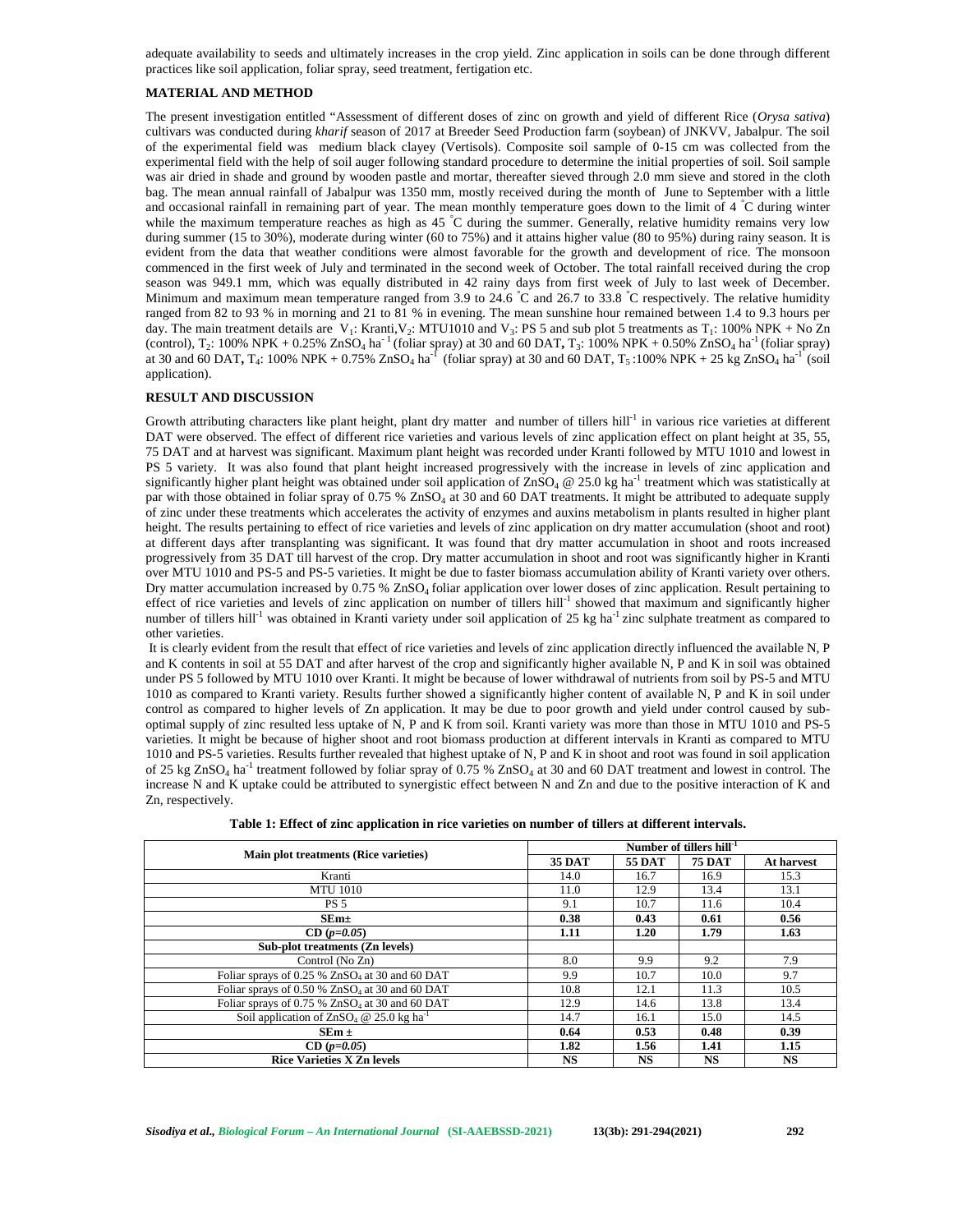adequate availability to seeds and ultimately increases in the crop yield. Zinc application in soils can be done through different practices like soil application, foliar spray, seed treatment, fertigation etc.

## MATERIAL AND METHOD

The present investigation entitled "Assessment of different doses of zinc on growth and yield of different Rice (*Orysa sativa*) cultivars was conducted during *kharif* season of 2017 at Breeder Seed Production farm (soybean) of JNKVV, Jabalpur. The soil of the experimental field was medium black clayey (Vertisols). Composite soil sample of 0-15 cm was collected from the experimental field with the help of soil auger following standard procedure to determine the initial properties of soil. Soil sample was air dried in shade and ground by wooden pastle and mortar, thereafter sieved through 2.0 mm sieve and stored in the cloth bag. The mean annual rainfall of Jabalpur was 1350 mm, mostly received during the month of June to September with a little and occasional rainfall in remaining part of year. The mean monthly temperature goes down to the limit of 4 °C during winter while the maximum temperature reaches as high as 45 °C during the summer. Generally, relative humidity remains very low during summer (15 to 30%), moderate during winter (60 to 75%) and it attains higher value (80 to 95%) during rainy season. It is evident from the data that weather conditions were almost favorable for the growth and development of rice. The monsoon commenced in the first week of July and terminated in the second week of October. The total rainfall received during the crop season was 949.1 mm, which was equally distributed in 42 rainy days from first week of July to last week of December. Minimum and maximum mean temperature ranged from 3.9 to 24.6 °C and 26.7 to 33.8 °C respectively. The relative humidity ranged from 82 to 93 % in morning and 21 to 81 % in evening. The mean sunshine hour remained between 1.4 to 9.3 hours per day. The main treatment details are $V_1$: Kranti, $V_2$: MTU1010 and $V_3$: PS 5 and sub plot 5 treatments as $T_1$: 100% NPK + No Zn (control), $T_2$: 100% NPK + 0.25% $ZnSO_4$ $ha^{-1}$ (foliar spray) at 30 and 60 DAT, $T_3$: 100% NPK + 0.50% $ZnSO_4$ $ha^{-1}$ (foliar spray) at 30 and 60 DAT, $T_4$: 100% NPK + 0.75% $ZnSO_4$ $ha^{-1}$ (foliar spray) at 30 and 60 DAT, $T_5$ :100% NPK + 25 kg $ZnSO_4$ $ha^{-1}$ (soil application).

## RESULT AND DISCUSSION

Growth attributing characters like plant height, plant dry matter and number of tillers $hill^{-1}$ in various rice varieties at different DAT were observed. The effect of different rice varieties and various levels of zinc application effect on plant height at 35, 55, 75 DAT and at harvest was significant. Maximum plant height was recorded under Kranti followed by MTU 1010 and lowest in PS 5 variety. It was also found that plant height increased progressively with the increase in levels of zinc application and significantly higher plant height was obtained under soil application of $ZnSO_4$ @ 25.0 kg $ha^{-1}$ treatment which was statistically at par with those obtained in foliar spray of 0.75 % $ZnSO_4$ at 30 and 60 DAT treatments. It might be attributed to adequate supply of zinc under these treatments which accelerates the activity of enzymes and auxins metabolism in plants resulted in higher plant height. The results pertaining to effect of rice varieties and levels of zinc application on dry matter accumulation (shoot and root) at different days after transplanting was significant. It was found that dry matter accumulation in shoot and roots increased progressively from 35 DAT till harvest of the crop. Dry matter accumulation in shoot and root was significantly higher in Kranti over MTU 1010 and PS-5 and PS-5 varieties. It might be due to faster biomass accumulation ability of Kranti variety over others. Dry matter accumulation increased by 0.75 % $ZnSO_4$ foliar application over lower doses of zinc application. Result pertaining to effect of rice varieties and levels of zinc application on number of tillers $hill^{-1}$ showed that maximum and significantly higher number of tillers $hill^{-1}$ was obtained in Kranti variety under soil application of 25 kg $ha^{-1}$ zinc sulphate treatment as compared to other varieties.

It is clearly evident from the result that effect of rice varieties and levels of zinc application directly influenced the available N, P and K contents in soil at 55 DAT and after harvest of the crop and significantly higher available N, P and K in soil was obtained under PS 5 followed by MTU 1010 over Kranti. It might be because of lower withdrawal of nutrients from soil by PS-5 and MTU 1010 as compared to Kranti variety. Results further showed a significantly higher content of available N, P and K in soil under control as compared to higher levels of Zn application. It may be due to poor growth and yield under control caused by sub-optimal supply of zinc resulted less uptake of N, P and K from soil. Kranti variety was more than those in MTU 1010 and PS-5 varieties. It might be because of higher shoot and root biomass production at different intervals in Kranti as compared to MTU 1010 and PS-5 varieties. Results further revealed that highest uptake of N, P and K in shoot and root was found in soil application of 25 kg $ZnSO_4$ $ha^{-1}$ treatment followed by foliar spray of 0.75 % $ZnSO_4$ at 30 and 60 DAT treatment and lowest in control. The increase N and K uptake could be attributed to synergistic effect between N and Zn and due to the positive interaction of K and Zn, respectively.

**Table 1: Effect of zinc application in rice varieties on number of tillers at different intervals.**

| Main plot treatments (Rice varieties) | Number of tillers $hill^{-1}$ | | | |
|---|---|---|---|---|
| | **35 DAT** | **55 DAT** | **75 DAT** | **At harvest** |
| Kranti | 14.0 | 16.7 | 16.9 | 15.3 |
| MTU 1010 | 11.0 | 12.9 | 13.4 | 13.1 |
| PS 5 | 9.1 | 10.7 | 11.6 | 10.4 |
| **SEm±** | **0.38** | **0.43** | **0.61** | **0.56** |
| **CD ($p$=0.05)** | **1.11** | **1.20** | **1.79** | **1.63** |
| **Sub-plot treatments (Zn levels)** | | | | |
| Control (No Zn) | 8.0 | 9.9 | 9.2 | 7.9 |
| Foliar sprays of 0.25 % $ZnSO_4$ at 30 and 60 DAT | 9.9 | 10.7 | 10.0 | 9.7 |
| Foliar sprays of 0.50 % $ZnSO_4$ at 30 and 60 DAT | 10.8 | 12.1 | 11.3 | 10.5 |
| Foliar sprays of 0.75 % $ZnSO_4$ at 30 and 60 DAT | 12.9 | 14.6 | 13.8 | 13.4 |
| Soil application of $ZnSO_4$ @ 25.0 kg $ha^{-1}$ | 14.7 | 16.1 | 15.0 | 14.5 |
| **SEm ±** | **0.64** | **0.53** | **0.48** | **0.39** |
| **CD ($p$=0.05)** | **1.82** | **1.56** | **1.41** | **1.15** |
| **Rice Varieties X Zn levels** | **NS** | **NS** | **NS** | **NS** |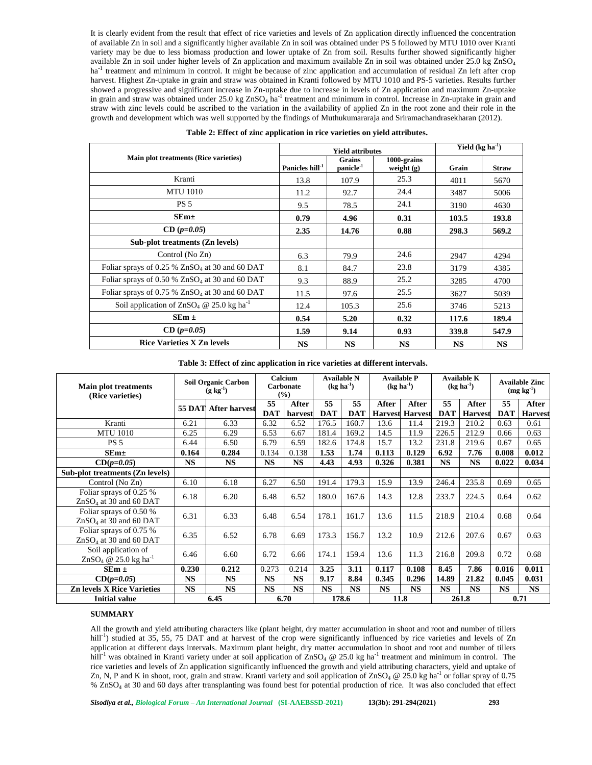It is clearly evident from the result that effect of rice varieties and levels of Zn application directly influenced the concentration of available Zn in soil and a significantly higher available Zn in soil was obtained under PS 5 followed by MTU 1010 over Kranti variety may be due to less biomass production and lower uptake of Zn from soil. Results further showed significantly higher available Zn in soil under higher levels of Zn application and maximum available Zn in soil was obtained under 25.0 kg $ZnSO_4$ ha$^{-1}$ treatment and minimum in control. It might be because of zinc application and accumulation of residual Zn left after crop harvest. Highest Zn-uptake in grain and straw was obtained in Kranti followed by MTU 1010 and PS-5 varieties. Results further showed a progressive and significant increase in Zn-uptake due to increase in levels of Zn application and maximum Zn-uptake in grain and straw was obtained under 25.0 kg $ZnSO_4$ ha$^{-1}$ treatment and minimum in control. Increase in Zn-uptake in grain and straw with zinc levels could be ascribed to the variation in the availability of applied Zn in the root zone and their role in the growth and development which was well supported by the findings of Muthukumararaja and Sriramachandrasekharan (2012).

**Table 2: Effect of zinc application in rice varieties on yield attributes.**

| Main plot treatments (Rice varieties) | Yield attributes | | | Yield (kg ha$^{-1}$) | |
|---|---|---|---|---|---|
| | Panicles hill$^{-1}$ | Grains panicle$^{-1}$ | 1000-grains weight (g) | Grain | Straw |
| Kranti | 13.8 | 107.9 | 25.3 | 4011 | 5670 |
| MTU 1010 | 11.2 | 92.7 | 24.4 | 3487 | 5006 |
| PS 5 | 9.5 | 78.5 | 24.1 | 3190 | 4630 |
| **SEm±** | **0.79** | **4.96** | **0.31** | **103.5** | **193.8** |
| **CD (*p=0.05*)** | **2.35** | **14.76** | **0.88** | **298.3** | **569.2** |
| **Sub-plot treatments (Zn levels)** | | | | | |
| Control (No Zn) | 6.3 | 79.9 | 24.6 | 2947 | 4294 |
| Foliar sprays of 0.25 % $ZnSO_4$ at 30 and 60 DAT | 8.1 | 84.7 | 23.8 | 3179 | 4385 |
| Foliar sprays of 0.50 % $ZnSO_4$ at 30 and 60 DAT | 9.3 | 88.9 | 25.2 | 3285 | 4700 |
| Foliar sprays of 0.75 % $ZnSO_4$ at 30 and 60 DAT | 11.5 | 97.6 | 25.5 | 3627 | 5039 |
| Soil application of $ZnSO_4$ @ 25.0 kg ha$^{-1}$ | 12.4 | 105.3 | 25.6 | 3746 | 5213 |
| **SEm ±** | **0.54** | **5.20** | **0.32** | **117.6** | **189.4** |
| **CD (*p=0.05*)** | **1.59** | **9.14** | **0.93** | **339.8** | **547.9** |
| **Rice Varieties X Zn levels** | **NS** | **NS** | **NS** | **NS** | **NS** |

**Table 3: Effect of zinc application in rice varieties at different intervals.**

| Main plot treatments (Rice varieties) | Soil Organic Carbon (g kg$^{-1}$) | | Calcium Carbonate (%) | | Available N (kg ha$^{-1}$) | | Available P (kg ha$^{-1}$) | | Available K (kg ha$^{-1}$) | | Available Zinc (mg kg$^{-1}$) | |
|---|---|---|---|---|---|---|---|---|---|---|---|---|
| | 55 DAT | After harvest | 55 DAT | After harvest | 55 DAT | 55 DAT | After Harvest | After Harvest | 55 DAT | After Harvest | 55 DAT | After Harvest |
| Kranti | 6.21 | 6.33 | 6.32 | 6.52 | 176.5 | 160.7 | 13.6 | 11.4 | 219.3 | 210.2 | 0.63 | 0.61 |
| MTU 1010 | 6.25 | 6.29 | 6.53 | 6.67 | 181.4 | 169.2 | 14.5 | 11.9 | 226.5 | 212.9 | 0.66 | 0.63 |
| PS 5 | 6.44 | 6.50 | 6.79 | 6.59 | 182.6 | 174.8 | 15.7 | 13.2 | 231.8 | 219.6 | 0.67 | 0.65 |
| **SEm±** | **0.164** | **0.284** | 0.134 | 0.138 | **1.53** | **1.74** | **0.113** | **0.129** | **6.92** | **7.76** | **0.008** | **0.012** |
| **CD(*p=0.05*)** | **NS** | **NS** | **NS** | **NS** | **4.43** | **4.93** | **0.326** | **0.381** | **NS** | **NS** | **0.022** | **0.034** |
| **Sub-plot treatments (Zn levels)** | | | | | | | | | | | | |
| Control (No Zn) | 6.10 | 6.18 | 6.27 | 6.50 | 191.4 | 179.3 | 15.9 | 13.9 | 246.4 | 235.8 | 0.69 | 0.65 |
| Foliar sprays of 0.25 % $ZnSO_4$ at 30 and 60 DAT | 6.18 | 6.20 | 6.48 | 6.52 | 180.0 | 167.6 | 14.3 | 12.8 | 233.7 | 224.5 | 0.64 | 0.62 |
| Foliar sprays of 0.50 % $ZnSO_4$ at 30 and 60 DAT | 6.31 | 6.33 | 6.48 | 6.54 | 178.1 | 161.7 | 13.6 | 11.5 | 218.9 | 210.4 | 0.68 | 0.64 |
| Foliar sprays of 0.75 % $ZnSO_4$ at 30 and 60 DAT | 6.35 | 6.52 | 6.78 | 6.69 | 173.3 | 156.7 | 13.2 | 10.9 | 212.6 | 207.6 | 0.67 | 0.63 |
| Soil application of $ZnSO_4$ @ 25.0 kg ha$^{-1}$ | 6.46 | 6.60 | 6.72 | 6.66 | 174.1 | 159.4 | 13.6 | 11.3 | 216.8 | 209.8 | 0.72 | 0.68 |
| **SEm ±** | **0.230** | **0.212** | 0.273 | 0.214 | **3.25** | **3.11** | **0.117** | **0.108** | **8.45** | **7.86** | **0.016** | **0.011** |
| **CD(*p=0.05*)** | **NS** | **NS** | **NS** | **NS** | **9.17** | **8.84** | **0.345** | **0.296** | **14.89** | **21.82** | **0.045** | **0.031** |
| **Zn levels X Rice Varieties** | **NS** | **NS** | **NS** | **NS** | **NS** | **NS** | **NS** | **NS** | **NS** | **NS** | **NS** | **NS** |
| **Initial value** | **6.45** | | **6.70** | | **178.6** | | **11.8** | | **261.8** | | **0.71** | |

## SUMMARY

All the growth and yield attributing characters like (plant height, dry matter accumulation in shoot and root and number of tillers hill$^{-1}$) studied at 35, 55, 75 DAT and at harvest of the crop were significantly influenced by rice varieties and levels of Zn application at different days intervals. Maximum plant height, dry matter accumulation in shoot and root and number of tillers hill$^{-1}$ was obtained in Kranti variety under at soil application of $ZnSO_4$ @ 25.0 kg ha$^{-1}$ treatment and minimum in control. The rice varieties and levels of Zn application significantly influenced the growth and yield attributing characters, yield and uptake of Zn, N, P and K in shoot, root, grain and straw. Kranti variety and soil application of $ZnSO_4$ @ 25.0 kg ha$^{-1}$ or foliar spray of 0.75 % $ZnSO_4$ at 30 and 60 days after transplanting was found best for potential production of rice. It was also concluded that effect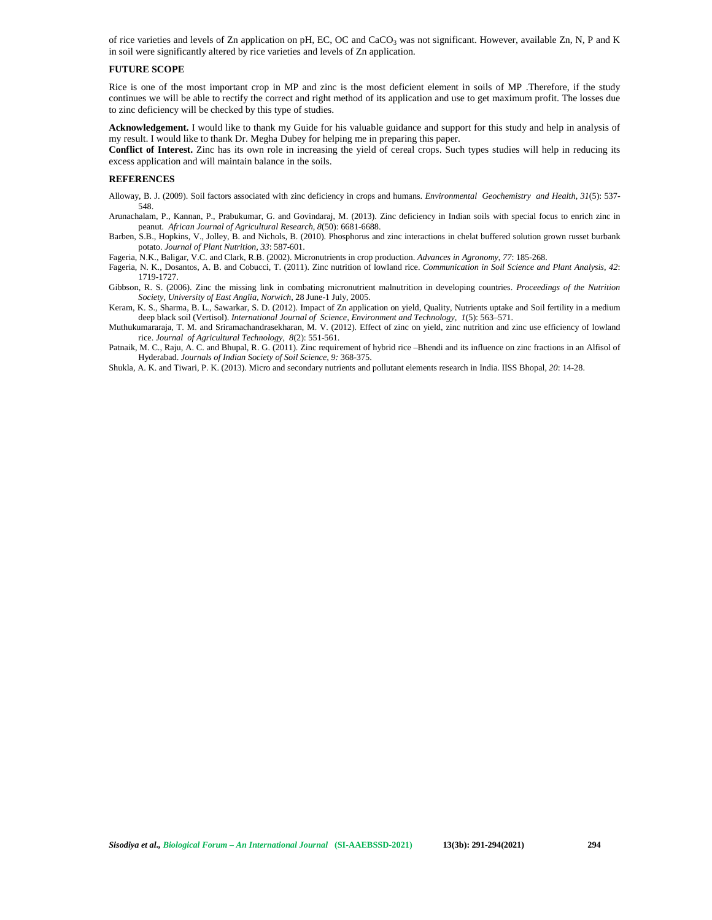of rice varieties and levels of Zn application on pH, EC, OC and $CaCO_3$ was not significant. However, available Zn, N, P and K in soil were significantly altered by rice varieties and levels of Zn application.

## FUTURE SCOPE

Rice is one of the most important crop in MP and zinc is the most deficient element in soils of MP .Therefore, if the study continues we will be able to rectify the correct and right method of its application and use to get maximum profit. The losses due to zinc deficiency will be checked by this type of studies.

**Acknowledgement.** I would like to thank my Guide for his valuable guidance and support for this study and help in analysis of my result. I would like to thank Dr. Megha Dubey for helping me in preparing this paper.

**Conflict of Interest.** Zinc has its own role in increasing the yield of cereal crops. Such types studies will help in reducing its excess application and will maintain balance in the soils.

## REFERENCES

Alloway, B. J. (2009). Soil factors associated with zinc deficiency in crops and humans. *Environmental Geochemistry and Health*, *31*(5): 537-548.

Arunachalam, P., Kannan, P., Prabukumar, G. and Govindaraj, M. (2013). Zinc deficiency in Indian soils with special focus to enrich zinc in peanut. *African Journal of Agricultural Research*, *8*(50): 6681-6688.

Barben, S.B., Hopkins, V., Jolley, B. and Nichols, B. (2010). Phosphorus and zinc interactions in chelat buffered solution grown russet burbank potato. *Journal of Plant Nutrition*, *33*: 587-601.

Fageria, N.K., Baligar, V.C. and Clark, R.B. (2002). Micronutrients in crop production. *Advances in Agronomy*, *77*: 185-268.

Fageria, N. K., Dosantos, A. B. and Cobucci, T. (2011). Zinc nutrition of lowland rice. *Communication in Soil Science and Plant Analysis*, *42*: 1719-1727.

Gibbson, R. S. (2006). Zinc the missing link in combating micronutrient malnutrition in developing countries. *Proceedings of the Nutrition Society, University of East Anglia, Norwich*, 28 June-1 July, 2005.

Keram, K. S., Sharma, B. L., Sawarkar, S. D. (2012). Impact of Zn application on yield, Quality, Nutrients uptake and Soil fertility in a medium deep black soil (Vertisol). *International Journal of Science, Environment and Technology*, *1*(5): 563–571.

Muthukumararaja, T. M. and Sriramachandrasekharan, M. V. (2012). Effect of zinc on yield, zinc nutrition and zinc use efficiency of lowland rice. *Journal of Agricultural Technology*, *8*(2): 551-561.

Patnaik, M. C., Raju, A. C. and Bhupal, R. G. (2011). Zinc requirement of hybrid rice –Bhendi and its influence on zinc fractions in an Alfisol of Hyderabad. *Journals of Indian Society of Soil Science*, *9:* 368-375.

Shukla, A. K. and Tiwari, P. K. (2013). Micro and secondary nutrients and pollutant elements research in India. IISS Bhopal, *20*: 14-28.